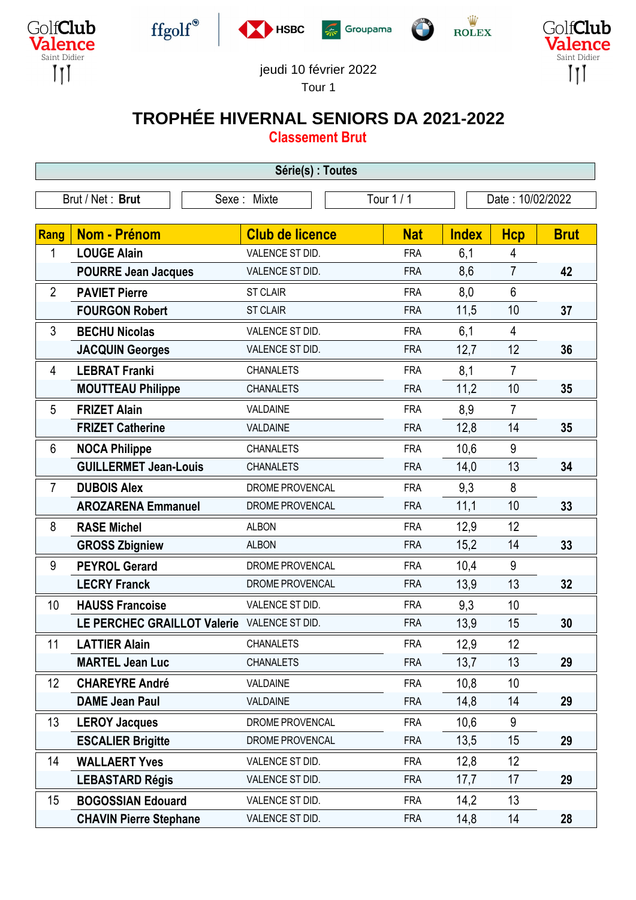jeudi 10 février 2022

Tour 1

# TROPHÉE HIVERNAL SENIORS DA 2021-2022

## Classement Brut

**Série(s) : Toutes**

| Brut / Net : **Brut** | Sexe : Mixte | Tour 1 / 1 | Date : 10/02/2022 |
|---|---|---|---|

| Rang | Nom - Prénom | Club de licence | Nat | Index | Hcp | Brut |
|---|---|---|---|---|---|---|
| 1 | **LOUGE Alain** | VALENCE ST DID. | FRA | 6,1 | 4 | |
| | **POURRE Jean Jacques** | VALENCE ST DID. | FRA | 8,6 | 7 | **42** |
| 2 | **PAVIET Pierre** | ST CLAIR | FRA | 8,0 | 6 | |
| | **FOURGON Robert** | ST CLAIR | FRA | 11,5 | 10 | **37** |
| 3 | **BECHU Nicolas** | VALENCE ST DID. | FRA | 6,1 | 4 | |
| | **JACQUIN Georges** | VALENCE ST DID. | FRA | 12,7 | 12 | **36** |
| 4 | **LEBRAT Franki** | CHANALETS | FRA | 8,1 | 7 | |
| | **MOUTTEAU Philippe** | CHANALETS | FRA | 11,2 | 10 | **35** |
| 5 | **FRIZET Alain** | VALDAINE | FRA | 8,9 | 7 | |
| | **FRIZET Catherine** | VALDAINE | FRA | 12,8 | 14 | **35** |
| 6 | **NOCA Philippe** | CHANALETS | FRA | 10,6 | 9 | |
| | **GUILLERMET Jean-Louis** | CHANALETS | FRA | 14,0 | 13 | **34** |
| 7 | **DUBOIS Alex** | DROME PROVENCAL | FRA | 9,3 | 8 | |
| | **AROZARENA Emmanuel** | DROME PROVENCAL | FRA | 11,1 | 10 | **33** |
| 8 | **RASE Michel** | ALBON | FRA | 12,9 | 12 | |
| | **GROSS Zbigniew** | ALBON | FRA | 15,2 | 14 | **33** |
| 9 | **PEYROL Gerard** | DROME PROVENCAL | FRA | 10,4 | 9 | |
| | **LECRY Franck** | DROME PROVENCAL | FRA | 13,9 | 13 | **32** |
| 10 | **HAUSS Francoise** | VALENCE ST DID. | FRA | 9,3 | 10 | |
| | **LE PERCHEC GRAILLOT Valerie** | VALENCE ST DID. | FRA | 13,9 | 15 | **30** |
| 11 | **LATTIER Alain** | CHANALETS | FRA | 12,9 | 12 | |
| | **MARTEL Jean Luc** | CHANALETS | FRA | 13,7 | 13 | **29** |
| 12 | **CHAREYRE André** | VALDAINE | FRA | 10,8 | 10 | |
| | **DAME Jean Paul** | VALDAINE | FRA | 14,8 | 14 | **29** |
| 13 | **LEROY Jacques** | DROME PROVENCAL | FRA | 10,6 | 9 | |
| | **ESCALIER Brigitte** | DROME PROVENCAL | FRA | 13,5 | 15 | **29** |
| 14 | **WALLAERT Yves** | VALENCE ST DID. | FRA | 12,8 | 12 | |
| | **LEBASTARD Régis** | VALENCE ST DID. | FRA | 17,7 | 17 | **29** |
| 15 | **BOGOSSIAN Edouard** | VALENCE ST DID. | FRA | 14,2 | 13 | |
| | **CHAVIN Pierre Stephane** | VALENCE ST DID. | FRA | 14,8 | 14 | **28** |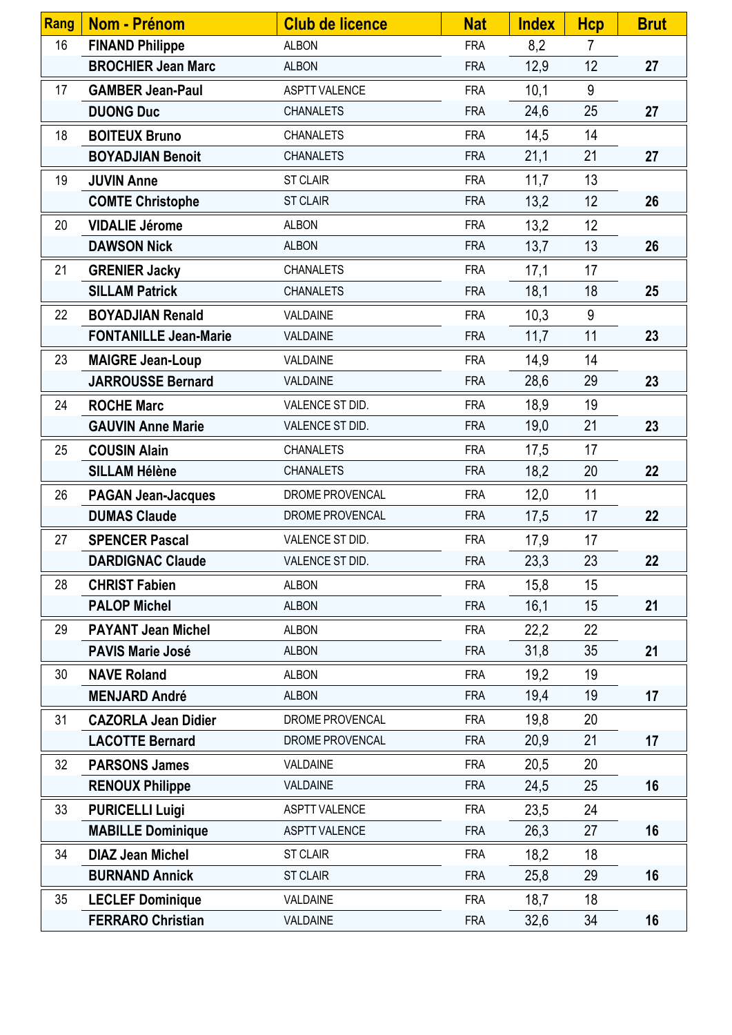| Rang | Nom - Prénom | Club de licence | Nat | Index | Hcp | Brut |
|---|---|---|---|---|---|---|
| 16 | **FINAND Philippe** | ALBON | FRA | 8,2 | 7 | |
| | **BROCHIER Jean Marc** | ALBON | FRA | 12,9 | 12 | **27** |
| 17 | **GAMBER Jean-Paul** | ASPTT VALENCE | FRA | 10,1 | 9 | |
| | **DUONG Duc** | CHANALETS | FRA | 24,6 | 25 | **27** |
| 18 | **BOITEUX Bruno** | CHANALETS | FRA | 14,5 | 14 | |
| | **BOYADJIAN Benoit** | CHANALETS | FRA | 21,1 | 21 | **27** |
| 19 | **JUVIN Anne** | ST CLAIR | FRA | 11,7 | 13 | |
| | **COMTE Christophe** | ST CLAIR | FRA | 13,2 | 12 | **26** |
| 20 | **VIDALIE Jérome** | ALBON | FRA | 13,2 | 12 | |
| | **DAWSON Nick** | ALBON | FRA | 13,7 | 13 | **26** |
| 21 | **GRENIER Jacky** | CHANALETS | FRA | 17,1 | 17 | |
| | **SILLAM Patrick** | CHANALETS | FRA | 18,1 | 18 | **25** |
| 22 | **BOYADJIAN Renald** | VALDAINE | FRA | 10,3 | 9 | |
| | **FONTANILLE Jean-Marie** | VALDAINE | FRA | 11,7 | 11 | **23** |
| 23 | **MAIGRE Jean-Loup** | VALDAINE | FRA | 14,9 | 14 | |
| | **JARROUSSE Bernard** | VALDAINE | FRA | 28,6 | 29 | **23** |
| 24 | **ROCHE Marc** | VALENCE ST DID. | FRA | 18,9 | 19 | |
| | **GAUVIN Anne Marie** | VALENCE ST DID. | FRA | 19,0 | 21 | **23** |
| 25 | **COUSIN Alain** | CHANALETS | FRA | 17,5 | 17 | |
| | **SILLAM Hélène** | CHANALETS | FRA | 18,2 | 20 | **22** |
| 26 | **PAGAN Jean-Jacques** | DROME PROVENCAL | FRA | 12,0 | 11 | |
| | **DUMAS Claude** | DROME PROVENCAL | FRA | 17,5 | 17 | **22** |
| 27 | **SPENCER Pascal** | VALENCE ST DID. | FRA | 17,9 | 17 | |
| | **DARDIGNAC Claude** | VALENCE ST DID. | FRA | 23,3 | 23 | **22** |
| 28 | **CHRIST Fabien** | ALBON | FRA | 15,8 | 15 | |
| | **PALOP Michel** | ALBON | FRA | 16,1 | 15 | **21** |
| 29 | **PAYANT Jean Michel** | ALBON | FRA | 22,2 | 22 | |
| | **PAVIS Marie José** | ALBON | FRA | 31,8 | 35 | **21** |
| 30 | **NAVE Roland** | ALBON | FRA | 19,2 | 19 | |
| | **MENJARD André** | ALBON | FRA | 19,4 | 19 | **17** |
| 31 | **CAZORLA Jean Didier** | DROME PROVENCAL | FRA | 19,8 | 20 | |
| | **LACOTTE Bernard** | DROME PROVENCAL | FRA | 20,9 | 21 | **17** |
| 32 | **PARSONS James** | VALDAINE | FRA | 20,5 | 20 | |
| | **RENOUX Philippe** | VALDAINE | FRA | 24,5 | 25 | **16** |
| 33 | **PURICELLI Luigi** | ASPTT VALENCE | FRA | 23,5 | 24 | |
| | **MABILLE Dominique** | ASPTT VALENCE | FRA | 26,3 | 27 | **16** |
| 34 | **DIAZ Jean Michel** | ST CLAIR | FRA | 18,2 | 18 | |
| | **BURNAND Annick** | ST CLAIR | FRA | 25,8 | 29 | **16** |
| 35 | **LECLEF Dominique** | VALDAINE | FRA | 18,7 | 18 | |
| | **FERRARO Christian** | VALDAINE | FRA | 32,6 | 34 | **16** |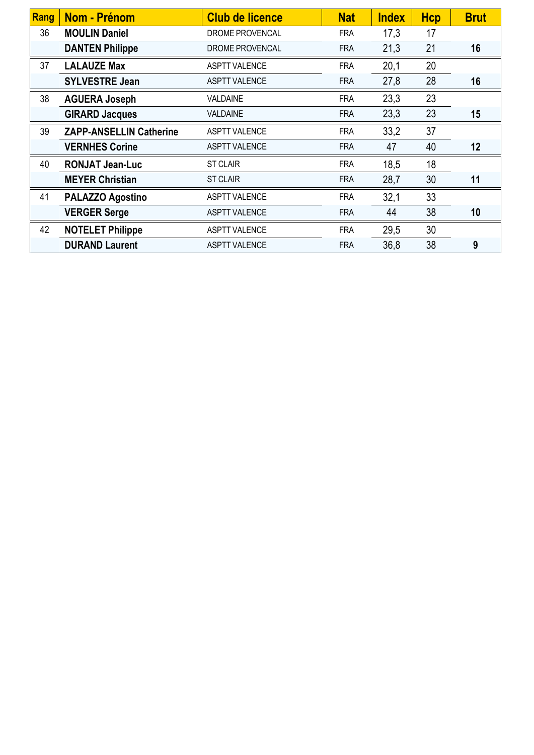| Rang | Nom - Prénom | Club de licence | Nat | Index | Hcp | Brut |
|---|---|---|---|---|---|---|
| 36 | **MOULIN Daniel** | DROME PROVENCAL | FRA | 17,3 | 17 | |
| | **DANTEN Philippe** | DROME PROVENCAL | FRA | 21,3 | 21 | **16** |
| 37 | **LALAUZE Max** | ASPTT VALENCE | FRA | 20,1 | 20 | |
| | **SYLVESTRE Jean** | ASPTT VALENCE | FRA | 27,8 | 28 | **16** |
| 38 | **AGUERA Joseph** | VALDAINE | FRA | 23,3 | 23 | |
| | **GIRARD Jacques** | VALDAINE | FRA | 23,3 | 23 | **15** |
| 39 | **ZAPP-ANSELLIN Catherine** | ASPTT VALENCE | FRA | 33,2 | 37 | |
| | **VERNHES Corine** | ASPTT VALENCE | FRA | 47 | 40 | **12** |
| 40 | **RONJAT Jean-Luc** | ST CLAIR | FRA | 18,5 | 18 | |
| | **MEYER Christian** | ST CLAIR | FRA | 28,7 | 30 | **11** |
| 41 | **PALAZZO Agostino** | ASPTT VALENCE | FRA | 32,1 | 33 | |
| | **VERGER Serge** | ASPTT VALENCE | FRA | 44 | 38 | **10** |
| 42 | **NOTELET Philippe** | ASPTT VALENCE | FRA | 29,5 | 30 | |
| | **DURAND Laurent** | ASPTT VALENCE | FRA | 36,8 | 38 | **9** |